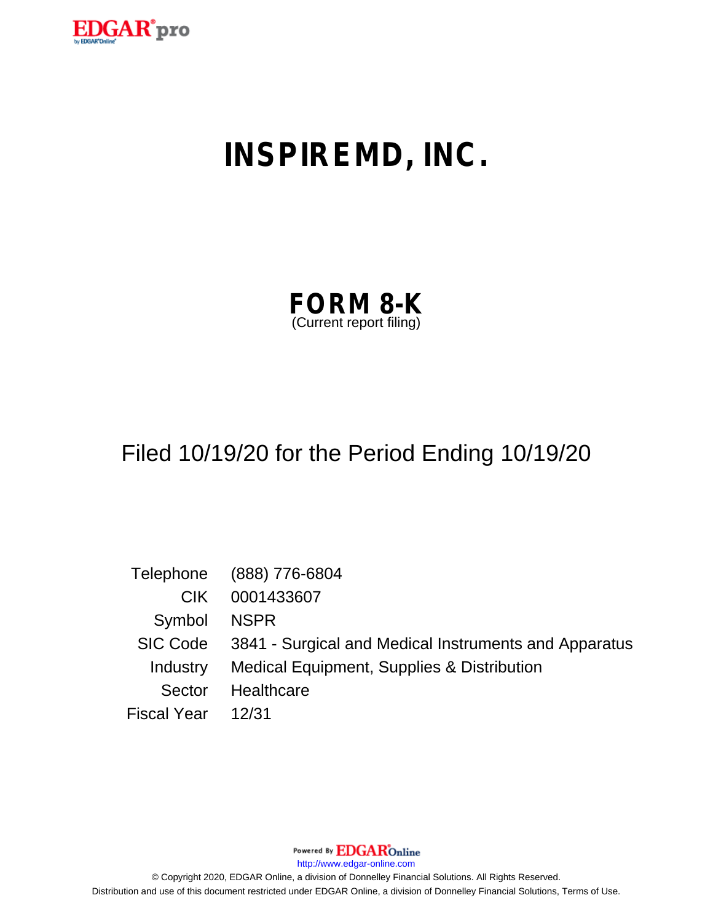# INSPIREMD, INC.

## FORM 8-K
(Current report filing)

Filed 10/19/20 for the Period Ending 10/19/20

| | |
|---|---|
| Telephone | (888) 776-6804 |
| CIK | 0001433607 |
| Symbol | NSPR |
| SIC Code | 3841 - Surgical and Medical Instruments and Apparatus |
| Industry | Medical Equipment, Supplies & Distribution |
| Sector | Healthcare |
| Fiscal Year | 12/31 |

Powered By EDGAR Online

http://www.edgar-online.com

© Copyright 2020, EDGAR Online, a division of Donnelley Financial Solutions. All Rights Reserved.

Distribution and use of this document restricted under EDGAR Online, a division of Donnelley Financial Solutions, Terms of Use.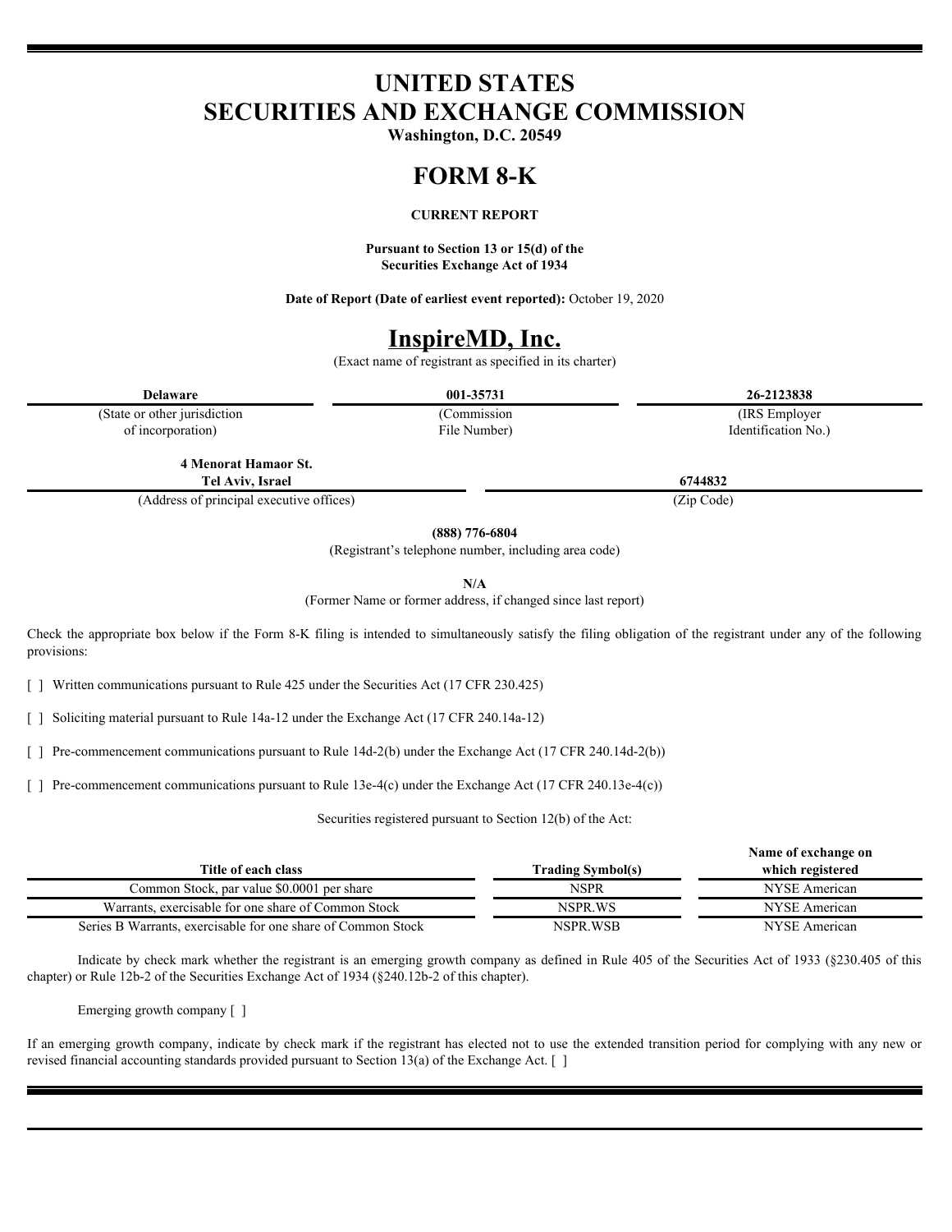# UNITED STATES
# SECURITIES AND EXCHANGE COMMISSION

**Washington, D.C. 20549**

# FORM 8-K

**CURRENT REPORT**

**Pursuant to Section 13 or 15(d) of the Securities Exchange Act of 1934**

**Date of Report (Date of earliest event reported):** October 19, 2020

# InspireMD, Inc.

(Exact name of registrant as specified in its charter)

| **Delaware** | **001-35731** | **26-2123838** |
|---|---|---|
| (State or other jurisdiction of incorporation) | (Commission File Number) | (IRS Employer Identification No.) |

| **4 Menorat Hamaor St. Tel Aviv, Israel** | **6744832** |
|---|---|
| (Address of principal executive offices) | (Zip Code) |

**(888) 776-6804**

(Registrant's telephone number, including area code)

**N/A**

(Former Name or former address, if changed since last report)

Check the appropriate box below if the Form 8-K filing is intended to simultaneously satisfy the filing obligation of the registrant under any of the following provisions:

[ ] Written communications pursuant to Rule 425 under the Securities Act (17 CFR 230.425)

[ ] Soliciting material pursuant to Rule 14a-12 under the Exchange Act (17 CFR 240.14a-12)

[ ] Pre-commencement communications pursuant to Rule 14d-2(b) under the Exchange Act (17 CFR 240.14d-2(b))

[ ] Pre-commencement communications pursuant to Rule 13e-4(c) under the Exchange Act (17 CFR 240.13e-4(c))

Securities registered pursuant to Section 12(b) of the Act:

| Title of each class | Trading Symbol(s) | Name of exchange on which registered |
|---|---|---|
| Common Stock, par value $0.0001 per share | NSPR | NYSE American |
| Warrants, exercisable for one share of Common Stock | NSPR.WS | NYSE American |
| Series B Warrants, exercisable for one share of Common Stock | NSPR.WSB | NYSE American |

Indicate by check mark whether the registrant is an emerging growth company as defined in Rule 405 of the Securities Act of 1933 (§230.405 of this chapter) or Rule 12b-2 of the Securities Exchange Act of 1934 (§240.12b-2 of this chapter).

Emerging growth company [ ]

If an emerging growth company, indicate by check mark if the registrant has elected not to use the extended transition period for complying with any new or revised financial accounting standards provided pursuant to Section 13(a) of the Exchange Act. [ ]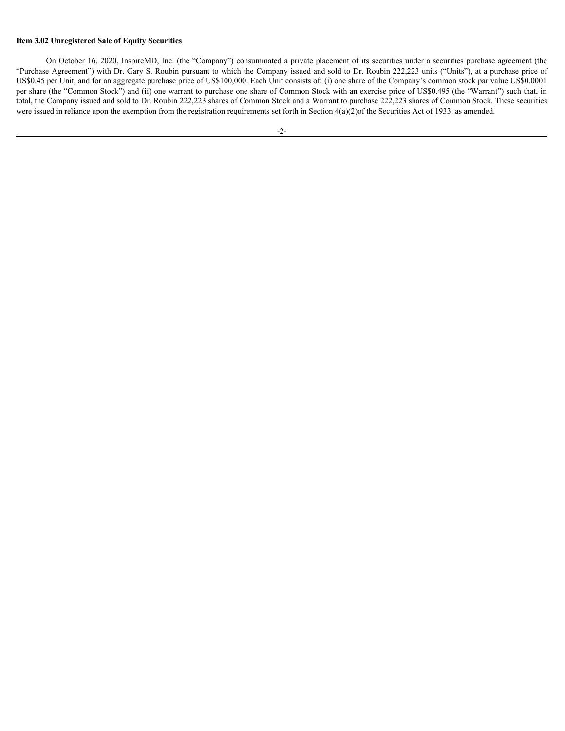**Item 3.02 Unregistered Sale of Equity Securities**

On October 16, 2020, InspireMD, Inc. (the "Company") consummated a private placement of its securities under a securities purchase agreement (the "Purchase Agreement") with Dr. Gary S. Roubin pursuant to which the Company issued and sold to Dr. Roubin 222,223 units ("Units"), at a purchase price of US$0.45 per Unit, and for an aggregate purchase price of US$100,000. Each Unit consists of: (i) one share of the Company's common stock par value US$0.0001 per share (the "Common Stock") and (ii) one warrant to purchase one share of Common Stock with an exercise price of US$0.495 (the "Warrant") such that, in total, the Company issued and sold to Dr. Roubin 222,223 shares of Common Stock and a Warrant to purchase 222,223 shares of Common Stock. These securities were issued in reliance upon the exemption from the registration requirements set forth in Section 4(a)(2)of the Securities Act of 1933, as amended.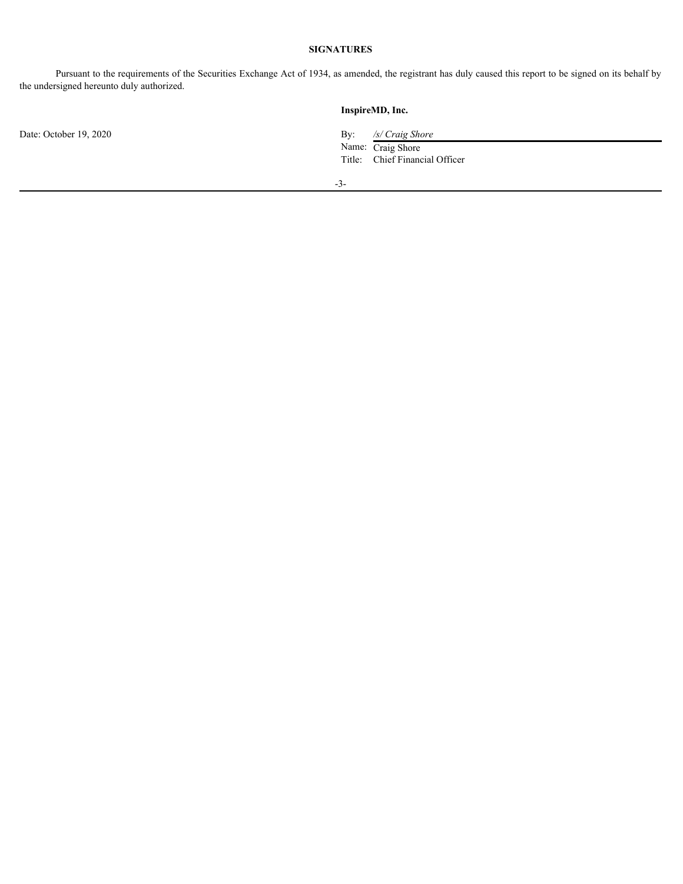**SIGNATURES**

Pursuant to the requirements of the Securities Exchange Act of 1934, as amended, the registrant has duly caused this report to be signed on its behalf by the undersigned hereunto duly authorized.

| | |
|---|---|
| | **InspireMD, Inc.** |
| Date: October 19, 2020 | By: */s/ Craig Shore* |
| | Name: Craig Shore |
| | Title: Chief Financial Officer |